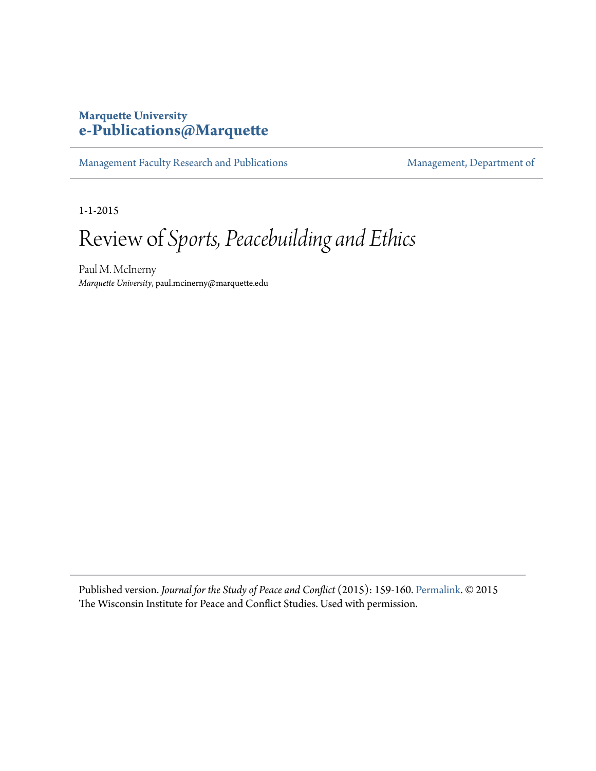**Marquette University**
**e-Publications@Marquette**

Management Faculty Research and Publications | Management, Department of

1-1-2015

# Review of *Sports, Peacebuilding and Ethics*

Paul M. McInerny
*Marquette University*, paul.mcinerny@marquette.edu

Published version. *Journal for the Study of Peace and Conflict* (2015): 159-160. Permalink. © 2015 The Wisconsin Institute for Peace and Conflict Studies. Used with permission.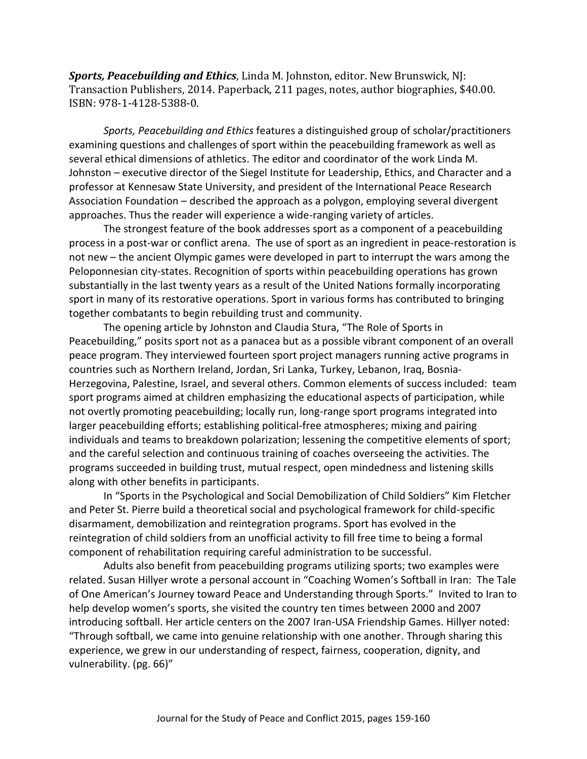***Sports, Peacebuilding and Ethics***, Linda M. Johnston, editor. New Brunswick, NJ: Transaction Publishers, 2014. Paperback, 211 pages, notes, author biographies, $40.00. ISBN: 978-1-4128-5388-0.

*Sports, Peacebuilding and Ethics* features a distinguished group of scholar/practitioners examining questions and challenges of sport within the peacebuilding framework as well as several ethical dimensions of athletics. The editor and coordinator of the work Linda M. Johnston – executive director of the Siegel Institute for Leadership, Ethics, and Character and a professor at Kennesaw State University, and president of the International Peace Research Association Foundation – described the approach as a polygon, employing several divergent approaches. Thus the reader will experience a wide-ranging variety of articles.

The strongest feature of the book addresses sport as a component of a peacebuilding process in a post-war or conflict arena. The use of sport as an ingredient in peace-restoration is not new – the ancient Olympic games were developed in part to interrupt the wars among the Peloponnesian city-states. Recognition of sports within peacebuilding operations has grown substantially in the last twenty years as a result of the United Nations formally incorporating sport in many of its restorative operations. Sport in various forms has contributed to bringing together combatants to begin rebuilding trust and community.

The opening article by Johnston and Claudia Stura, "The Role of Sports in Peacebuilding," posits sport not as a panacea but as a possible vibrant component of an overall peace program. They interviewed fourteen sport project managers running active programs in countries such as Northern Ireland, Jordan, Sri Lanka, Turkey, Lebanon, Iraq, Bosnia-Herzegovina, Palestine, Israel, and several others. Common elements of success included: team sport programs aimed at children emphasizing the educational aspects of participation, while not overtly promoting peacebuilding; locally run, long-range sport programs integrated into larger peacebuilding efforts; establishing political-free atmospheres; mixing and pairing individuals and teams to breakdown polarization; lessening the competitive elements of sport; and the careful selection and continuous training of coaches overseeing the activities. The programs succeeded in building trust, mutual respect, open mindedness and listening skills along with other benefits in participants.

In "Sports in the Psychological and Social Demobilization of Child Soldiers" Kim Fletcher and Peter St. Pierre build a theoretical social and psychological framework for child-specific disarmament, demobilization and reintegration programs. Sport has evolved in the reintegration of child soldiers from an unofficial activity to fill free time to being a formal component of rehabilitation requiring careful administration to be successful.

Adults also benefit from peacebuilding programs utilizing sports; two examples were related. Susan Hillyer wrote a personal account in "Coaching Women's Softball in Iran: The Tale of One American's Journey toward Peace and Understanding through Sports." Invited to Iran to help develop women's sports, she visited the country ten times between 2000 and 2007 introducing softball. Her article centers on the 2007 Iran-USA Friendship Games. Hillyer noted: "Through softball, we came into genuine relationship with one another. Through sharing this experience, we grew in our understanding of respect, fairness, cooperation, dignity, and vulnerability. (pg. 66)"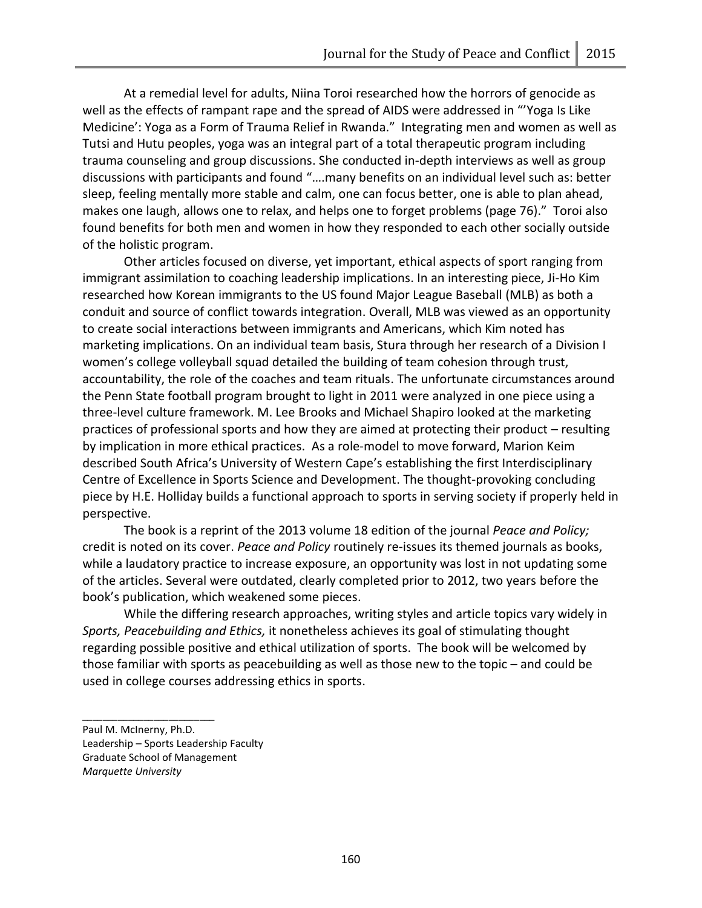At a remedial level for adults, Niina Toroi researched how the horrors of genocide as well as the effects of rampant rape and the spread of AIDS were addressed in "'Yoga Is Like Medicine': Yoga as a Form of Trauma Relief in Rwanda." Integrating men and women as well as Tutsi and Hutu peoples, yoga was an integral part of a total therapeutic program including trauma counseling and group discussions. She conducted in-depth interviews as well as group discussions with participants and found "….many benefits on an individual level such as: better sleep, feeling mentally more stable and calm, one can focus better, one is able to plan ahead, makes one laugh, allows one to relax, and helps one to forget problems (page 76)." Toroi also found benefits for both men and women in how they responded to each other socially outside of the holistic program.

Other articles focused on diverse, yet important, ethical aspects of sport ranging from immigrant assimilation to coaching leadership implications. In an interesting piece, Ji-Ho Kim researched how Korean immigrants to the US found Major League Baseball (MLB) as both a conduit and source of conflict towards integration. Overall, MLB was viewed as an opportunity to create social interactions between immigrants and Americans, which Kim noted has marketing implications. On an individual team basis, Stura through her research of a Division I women's college volleyball squad detailed the building of team cohesion through trust, accountability, the role of the coaches and team rituals. The unfortunate circumstances around the Penn State football program brought to light in 2011 were analyzed in one piece using a three-level culture framework. M. Lee Brooks and Michael Shapiro looked at the marketing practices of professional sports and how they are aimed at protecting their product – resulting by implication in more ethical practices. As a role-model to move forward, Marion Keim described South Africa's University of Western Cape's establishing the first Interdisciplinary Centre of Excellence in Sports Science and Development. The thought-provoking concluding piece by H.E. Holliday builds a functional approach to sports in serving society if properly held in perspective.

The book is a reprint of the 2013 volume 18 edition of the journal *Peace and Policy;* credit is noted on its cover. *Peace and Policy* routinely re-issues its themed journals as books, while a laudatory practice to increase exposure, an opportunity was lost in not updating some of the articles. Several were outdated, clearly completed prior to 2012, two years before the book's publication, which weakened some pieces.

While the differing research approaches, writing styles and article topics vary widely in *Sports, Peacebuilding and Ethics,* it nonetheless achieves its goal of stimulating thought regarding possible positive and ethical utilization of sports. The book will be welcomed by those familiar with sports as peacebuilding as well as those new to the topic – and could be used in college courses addressing ethics in sports.

---

Paul M. McInerny, Ph.D.
Leadership – Sports Leadership Faculty
Graduate School of Management
*Marquette University*